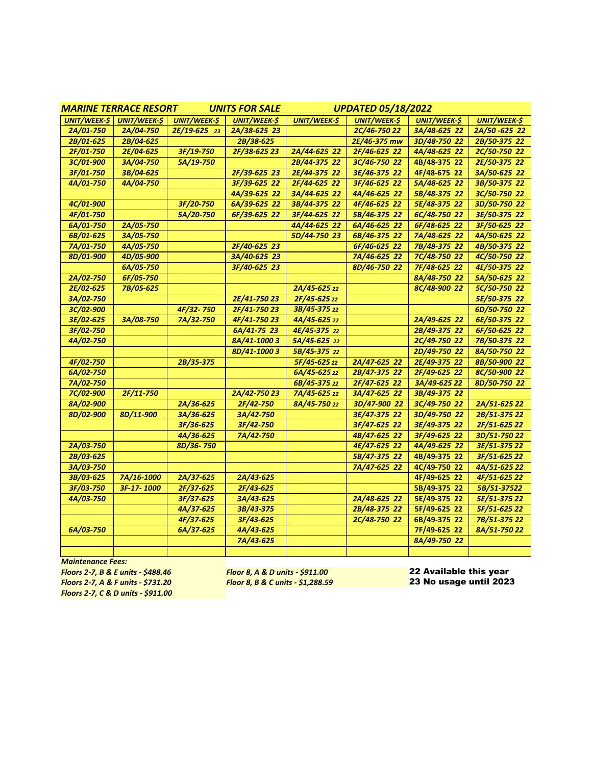*MARINE TERRACE RESORT* *UNITS FOR SALE* *UPDATED 05/18/2022*

| UNIT/WEEK-$ | UNIT/WEEK-$ | UNIT/WEEK-$ | UNIT/WEEK-$ | UNIT/WEEK-$ | UNIT/WEEK-$ | UNIT/WEEK-$ | UNIT/WEEK-$ |
|---|---|---|---|---|---|---|---|
| 2A/01-750 | 2A/04-750 | 2E/19-625 23 | 2A/38-625 23 | | 2C/46-750 22 | 3A/48-625 22 | 2A/50 -625 22 |
| 2B/01-625 | 2B/04-625 | | 2B/38-625 | | 2E/46-375 mw | 3D/48-750 22 | 2B/50-375 22 |
| 2F/01-750 | 2E/04-625 | 3F/19-750 | 2F/38-625 23 | 2A/44-625 22 | 2F/46-625 22 | 4A/48-625 22 | 2C/50-750 22 |
| 3C/01-900 | 3A/04-750 | 5A/19-750 | | 2B/44-375 22 | 3C/46-750 22 | 4B/48-375 22 | 2E/50-375 22 |
| 3F/01-750 | 3B/04-625 | | 2F/39-625 23 | 2E/44-375 22 | 3E/46-375 22 | 4F/48-675 22 | 3A/50-625 22 |
| 4A/01-750 | 4A/04-750 | | 3F/39-625 22 | 2F/44-625 22 | 3F/46-625 22 | 5A/48-625 22 | 3B/50-375 22 |
| | | | 4A/39-625 22 | 3A/44-625 22 | 4A/46-625 22 | 5B/48-375 22 | 3C/50-750 22 |
| 4C/01-900 | | 3F/20-750 | 6A/39-625 22 | 3B/44-375 22 | 4F/46-625 22 | 5E/48-375 22 | 3D/50-750 22 |
| 4F/01-750 | | 5A/20-750 | 6F/39-625 22 | 3F/44-625 22 | 5B/46-375 22 | 6C/48-750 22 | 3E/50-375 22 |
| 6A/01-750 | 2A/05-750 | | | 4A/44-625 22 | 6A/46-625 22 | 6F/48-625 22 | 3F/50-625 22 |
| 6B/01-625 | 3A/05-750 | | | 5D/44-750 23 | 6B/46-375 22 | 7A/48-625 22 | 4A/50-625 22 |
| 7A/01-750 | 4A/05-750 | | 2F/40-625 23 | | 6F/46-625 22 | 7B/48-375 22 | 4B/50-375 22 |
| 8D/01-900 | 4D/05-900 | | 3A/40-625 23 | | 7A/46-625 22 | 7C/48-750 22 | 4C/50-750 22 |
| | 6A/05-750 | | 3F/40-625 23 | | 8D/46-750 22 | 7F/48-625 22 | 4E/50-375 22 |
| 2A/02-750 | 6F/05-750 | | | | | 8A/48-750 22 | 5A/50-625 22 |
| 2E/02-625 | 7B/05-625 | | | 2A/45-625 22 | | 8C/48-900 22 | 5C/50-750 22 |
| 3A/02-750 | | | 2E/41-750 23 | 2F/45-625 22 | | | 5E/50-375 22 |
| 3C/02-900 | | 4F/32- 750 | 2F/41-750 23 | 3B/45-375 22 | | | 6D/50-750 22 |
| 3E/02-625 | 3A/08-750 | 7A/32-750 | 4F/41-750 23 | 4A/45-625 22 | | 2A/49-625 22 | 6E/50-375 22 |
| 3F/02-750 | | | 6A/41-75 23 | 4E/45-375 22 | | 2B/49-375 22 | 6F/50-625 22 |
| 4A/02-750 | | | 8A/41-1000 3 | 5A/45-625 22 | | 2C/49-750 22 | 7B/50-375 22 |
| | | | 8D/41-1000 3 | 5B/45-375 22 | | 2D/49-750 22 | 8A/50-750 22 |
| 4F/02-750 | | 2B/35-375 | | 5F/45-625 22 | 2A/47-625 22 | 2E/49-375 22 | 8B/50-900 22 |
| 6A/02-750 | | | | 6A/45-625 22 | 2B/47-375 22 | 2F/49-625 22 | 8C/50-900 22 |
| 7A/02-750 | | | | 6B/45-375 22 | 2F/47-625 22 | 3A/49-625 22 | 8D/50-750 22 |
| 7C/02-900 | 2F/11-750 | | 2A/42-750 23 | 7A/45-625 22 | 3A/47-625 22 | 3B/49-375 22 | |
| 8A/02-900 | | 2A/36-625 | 2F/42-750 | 8A/45-750 22 | 3D/47-900 22 | 3C/49-750 22 | 2A/51-625 22 |
| 8D/02-900 | 8D/11-900 | 3A/36-625 | 3A/42-750 | | 3E/47-375 22 | 3D/49-750 22 | 2B/51-375 22 |
| | | 3F/36-625 | 3F/42-750 | | 3F/47-625 22 | 3E/49-375 22 | 2F/51-625 22 |
| | | 4A/36-625 | 7A/42-750 | | 4B/47-625 22 | 3F/49-625 22 | 3D/51-750 22 |
| 2A/03-750 | | 8D/36- 750 | | | 4E/47-625 22 | 4A/49-625 22 | 3E/51-375 22 |
| 2B/03-625 | | | | | 5B/47-375 22 | 4B/49-375 22 | 3F/51-625 22 |
| 3A/03-750 | | | | | 7A/47-625 22 | 4C/49-750 22 | 4A/51-625 22 |
| 3B/03-625 | 7A/16-1000 | 2A/37-625 | 2A/43-625 | | | 4F/49-625 22 | 4F/51-625 22 |
| 3F/03-750 | 3F-17- 1000 | 2F/37-625 | 2F/43-625 | | | 5B/49-375 22 | 5B/51-37522 |
| 4A/03-750 | | 3F/37-625 | 3A/43-625 | | 2A/48-625 22 | 5E/49-375 22 | 5E/51-375 22 |
| | | 4A/37-625 | 3B/43-375 | | 2B/48-375 22 | 5F/49-625 22 | 5F/51-625 22 |
| | | 4F/37-625 | 3F/43-625 | | 2C/48-750 22 | 6B/49-375 22 | 7B/51-375 22 |
| 6A/03-750 | | 6A/37-625 | 4A/43-625 | | | 7F/49-625 22 | 8A/51-750 22 |
| | | | 7A/43-625 | | | 8A/49-750 22 | |

*Maintenance Fees:*

*Floors 2-7, B & E units - $488.46*
*Floors 2-7, A & F units - $731.20*
*Floors 2-7, C & D units - $911.00*
*Floor 8, A & D units - $911.00*
*Floor 8, B & C units - $1,288.59*

**22 Available this year**
**23 No usage until 2023**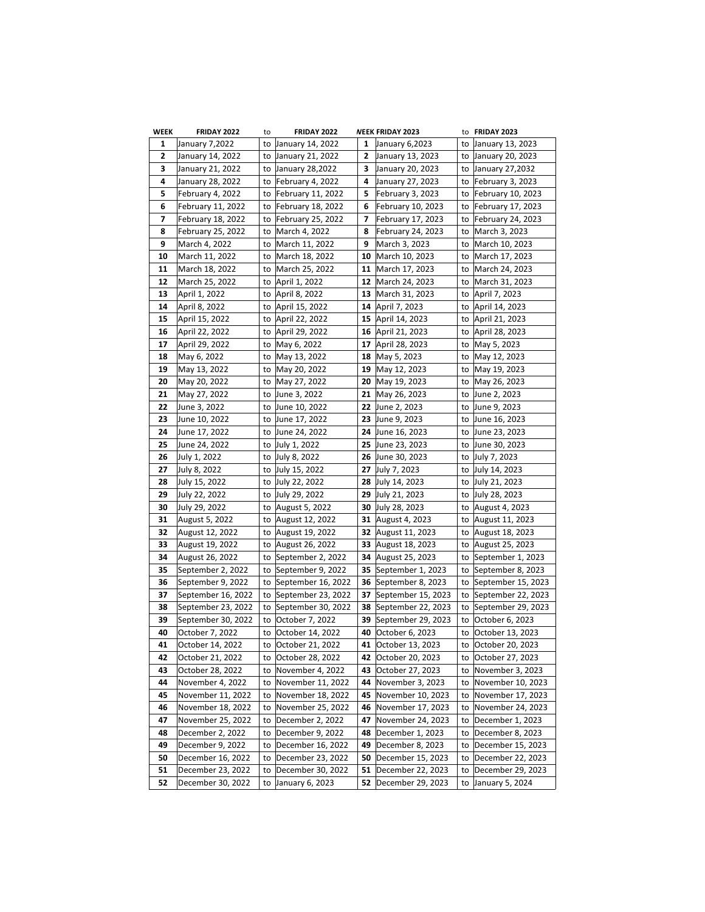| WEEK | FRIDAY 2022 | to | FRIDAY 2022 | WEEK | FRIDAY 2023 | to | FRIDAY 2023 |
|---|---|---|---|---|---|---|---|
| 1 | January 7,2022 | to | January 14, 2022 | 1 | January 6,2023 | to | January 13, 2023 |
| 2 | January 14, 2022 | to | January 21, 2022 | 2 | January 13, 2023 | to | January 20, 2023 |
| 3 | January 21, 2022 | to | January 28,2022 | 3 | January 20, 2023 | to | January 27,2032 |
| 4 | January 28, 2022 | to | February 4, 2022 | 4 | January 27, 2023 | to | February 3, 2023 |
| 5 | February 4, 2022 | to | February 11, 2022 | 5 | February 3, 2023 | to | February 10, 2023 |
| 6 | February 11, 2022 | to | February 18, 2022 | 6 | February 10, 2023 | to | February 17, 2023 |
| 7 | February 18, 2022 | to | February 25, 2022 | 7 | February 17, 2023 | to | February 24, 2023 |
| 8 | February 25, 2022 | to | March 4, 2022 | 8 | February 24, 2023 | to | March 3, 2023 |
| 9 | March 4, 2022 | to | March 11, 2022 | 9 | March 3, 2023 | to | March 10, 2023 |
| 10 | March 11, 2022 | to | March 18, 2022 | 10 | March 10, 2023 | to | March 17, 2023 |
| 11 | March 18, 2022 | to | March 25, 2022 | 11 | March 17, 2023 | to | March 24, 2023 |
| 12 | March 25, 2022 | to | April 1, 2022 | 12 | March 24, 2023 | to | March 31, 2023 |
| 13 | April 1, 2022 | to | April 8, 2022 | 13 | March 31, 2023 | to | April 7, 2023 |
| 14 | April 8, 2022 | to | April 15, 2022 | 14 | April 7, 2023 | to | April 14, 2023 |
| 15 | April 15, 2022 | to | April 22, 2022 | 15 | April 14, 2023 | to | April 21, 2023 |
| 16 | April 22, 2022 | to | April 29, 2022 | 16 | April 21, 2023 | to | April 28, 2023 |
| 17 | April 29, 2022 | to | May 6, 2022 | 17 | April 28, 2023 | to | May 5, 2023 |
| 18 | May 6, 2022 | to | May 13, 2022 | 18 | May 5, 2023 | to | May 12, 2023 |
| 19 | May 13, 2022 | to | May 20, 2022 | 19 | May 12, 2023 | to | May 19, 2023 |
| 20 | May 20, 2022 | to | May 27, 2022 | 20 | May 19, 2023 | to | May 26, 2023 |
| 21 | May 27, 2022 | to | June 3, 2022 | 21 | May 26, 2023 | to | June 2, 2023 |
| 22 | June 3, 2022 | to | June 10, 2022 | 22 | June 2, 2023 | to | June 9, 2023 |
| 23 | June 10, 2022 | to | June 17, 2022 | 23 | June 9, 2023 | to | June 16, 2023 |
| 24 | June 17, 2022 | to | June 24, 2022 | 24 | June 16, 2023 | to | June 23, 2023 |
| 25 | June 24, 2022 | to | July 1, 2022 | 25 | June 23, 2023 | to | June 30, 2023 |
| 26 | July 1, 2022 | to | July 8, 2022 | 26 | June 30, 2023 | to | July 7, 2023 |
| 27 | July 8, 2022 | to | July 15, 2022 | 27 | July 7, 2023 | to | July 14, 2023 |
| 28 | July 15, 2022 | to | July 22, 2022 | 28 | July 14, 2023 | to | July 21, 2023 |
| 29 | July 22, 2022 | to | July 29, 2022 | 29 | July 21, 2023 | to | July 28, 2023 |
| 30 | July 29, 2022 | to | August 5, 2022 | 30 | July 28, 2023 | to | August 4, 2023 |
| 31 | August 5, 2022 | to | August 12, 2022 | 31 | August 4, 2023 | to | August 11, 2023 |
| 32 | August 12, 2022 | to | August 19, 2022 | 32 | August 11, 2023 | to | August 18, 2023 |
| 33 | August 19, 2022 | to | August 26, 2022 | 33 | August 18, 2023 | to | August 25, 2023 |
| 34 | August 26, 2022 | to | September 2, 2022 | 34 | August 25, 2023 | to | September 1, 2023 |
| 35 | September 2, 2022 | to | September 9, 2022 | 35 | September 1, 2023 | to | September 8, 2023 |
| 36 | September 9, 2022 | to | September 16, 2022 | 36 | September 8, 2023 | to | September 15, 2023 |
| 37 | September 16, 2022 | to | September 23, 2022 | 37 | September 15, 2023 | to | September 22, 2023 |
| 38 | September 23, 2022 | to | September 30, 2022 | 38 | September 22, 2023 | to | September 29, 2023 |
| 39 | September 30, 2022 | to | October 7, 2022 | 39 | September 29, 2023 | to | October 6, 2023 |
| 40 | October 7, 2022 | to | October 14, 2022 | 40 | October 6, 2023 | to | October 13, 2023 |
| 41 | October 14, 2022 | to | October 21, 2022 | 41 | October 13, 2023 | to | October 20, 2023 |
| 42 | October 21, 2022 | to | October 28, 2022 | 42 | October 20, 2023 | to | October 27, 2023 |
| 43 | October 28, 2022 | to | November 4, 2022 | 43 | October 27, 2023 | to | November 3, 2023 |
| 44 | November 4, 2022 | to | November 11, 2022 | 44 | November 3, 2023 | to | November 10, 2023 |
| 45 | November 11, 2022 | to | November 18, 2022 | 45 | November 10, 2023 | to | November 17, 2023 |
| 46 | November 18, 2022 | to | November 25, 2022 | 46 | November 17, 2023 | to | November 24, 2023 |
| 47 | November 25, 2022 | to | December 2, 2022 | 47 | November 24, 2023 | to | December 1, 2023 |
| 48 | December 2, 2022 | to | December 9, 2022 | 48 | December 1, 2023 | to | December 8, 2023 |
| 49 | December 9, 2022 | to | December 16, 2022 | 49 | December 8, 2023 | to | December 15, 2023 |
| 50 | December 16, 2022 | to | December 23, 2022 | 50 | December 15, 2023 | to | December 22, 2023 |
| 51 | December 23, 2022 | to | December 30, 2022 | 51 | December 22, 2023 | to | December 29, 2023 |
| 52 | December 30, 2022 | to | January 6, 2023 | 52 | December 29, 2023 | to | January 5, 2024 |